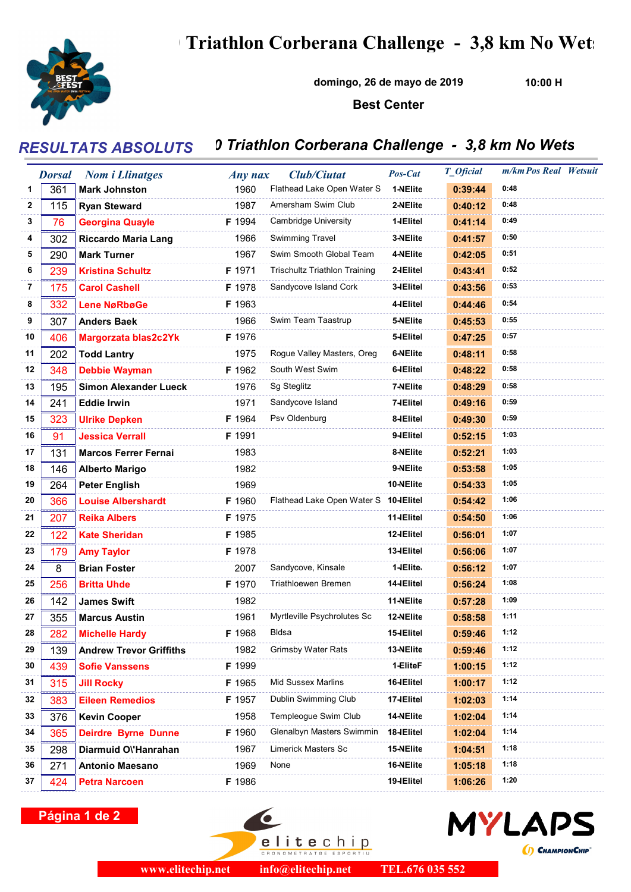# Triathlon Corberana Challenge - 3,8 km No Wets

domingo, 26 de mayo de 2019 10:00 H

Best Center

## RESULTATS ABSOLUTS

## 0 Triathlon Corberana Challenge - 3,8 km No Wets

| | Dorsal | Nom i Llinatges | Any nax | Club/Ciutat | Pos-Cat | T_Oficial | m/km | Pos Real | Wetsuit |
|---|---|---|---|---|---|---|---|---|---|
| 1 | 361 | Mark Johnston | 1960 | Flathead Lake Open Water S | 1-NElite | 0:39:44 | 0:48 | | |
| 2 | 115 | Ryan Steward | 1987 | Amersham Swim Club | 2-NElite | 0:40:12 | 0:48 | | |
| 3 | 76 | Georgina Quayle | F 1994 | Cambridge University | 1-lElitel | 0:41:14 | 0:49 | | |
| 4 | 302 | Riccardo Maria Lang | 1966 | Swimming Travel | 3-NElite | 0:41:57 | 0:50 | | |
| 5 | 290 | Mark Turner | 1967 | Swim Smooth Global Team | 4-NElite | 0:42:05 | 0:51 | | |
| 6 | 239 | Kristina Schultz | F 1971 | Trischultz Triathlon Training | 2-lElitel | 0:43:41 | 0:52 | | |
| 7 | 175 | Carol Cashell | F 1978 | Sandycove Island Cork | 3-lElitel | 0:43:56 | 0:53 | | |
| 8 | 332 | Lene NøRbøGe | F 1963 | | 4-lElitel | 0:44:46 | 0:54 | | |
| 9 | 307 | Anders Baek | 1966 | Swim Team Taastrup | 5-NElite | 0:45:53 | 0:55 | | |
| 10 | 406 | Margorzata blas2c2Yk | F 1976 | | 5-lElitel | 0:47:25 | 0:57 | | |
| 11 | 202 | Todd Lantry | 1975 | Rogue Valley Masters, Oreg | 6-NElite | 0:48:11 | 0:58 | | |
| 12 | 348 | Debbie Wayman | F 1962 | South West Swim | 6-lElitel | 0:48:22 | 0:58 | | |
| 13 | 195 | Simon Alexander Lueck | 1976 | Sg Steglitz | 7-NElite | 0:48:29 | 0:58 | | |
| 14 | 241 | Eddie Irwin | 1971 | Sandycove Island | 7-lElitel | 0:49:16 | 0:59 | | |
| 15 | 323 | Ulrike Depken | F 1964 | Psv Oldenburg | 8-lElitel | 0:49:30 | 0:59 | | |
| 16 | 91 | Jessica Verrall | F 1991 | | 9-lElitel | 0:52:15 | 1:03 | | |
| 17 | 131 | Marcos Ferrer Fernai | 1983 | | 8-NElite | 0:52:21 | 1:03 | | |
| 18 | 146 | Alberto Marigo | 1982 | | 9-NElite | 0:53:58 | 1:05 | | |
| 19 | 264 | Peter English | 1969 | | 10-NElite | 0:54:33 | 1:05 | | |
| 20 | 366 | Louise Albershardt | F 1960 | Flathead Lake Open Water S | 10-lElitel | 0:54:42 | 1:06 | | |
| 21 | 207 | Reika Albers | F 1975 | | 11-lElitel | 0:54:50 | 1:06 | | |
| 22 | 122 | Kate Sheridan | F 1985 | | 12-lElitel | 0:56:01 | 1:07 | | |
| 23 | 179 | Amy Taylor | F 1978 | | 13-lElitel | 0:56:06 | 1:07 | | |
| 24 | 8 | Brian Foster | 2007 | Sandycove, Kinsale | 1-lElite. | 0:56:12 | 1:07 | | |
| 25 | 256 | Britta Uhde | F 1970 | Triathloewen Bremen | 14-lElitel | 0:56:24 | 1:08 | | |
| 26 | 142 | James Swift | 1982 | | 11-NElite | 0:57:28 | 1:09 | | |
| 27 | 355 | Marcus Austin | 1961 | Myrtleville Psychrolutes Sc | 12-NElite | 0:58:58 | 1:11 | | |
| 28 | 282 | Michelle Hardy | F 1968 | Bldsa | 15-lElitel | 0:59:46 | 1:12 | | |
| 29 | 139 | Andrew Trevor Griffiths | 1982 | Grimsby Water Rats | 13-NElite | 0:59:46 | 1:12 | | |
| 30 | 439 | Sofie Vanssens | F 1999 | | 1-EliteF | 1:00:15 | 1:12 | | |
| 31 | 315 | Jill Rocky | F 1965 | Mid Sussex Marlins | 16-lElitel | 1:00:17 | 1:12 | | |
| 32 | 383 | Eileen Remedios | F 1957 | Dublin Swimming Club | 17-lElitel | 1:02:03 | 1:14 | | |
| 33 | 376 | Kevin Cooper | 1958 | Templeogue Swim Club | 14-NElite | 1:02:04 | 1:14 | | |
| 34 | 365 | Deirdre Byrne Dunne | F 1960 | Glenalbyn Masters Swimmin | 18-lElitel | 1:02:04 | 1:14 | | |
| 35 | 298 | Diarmuid O\'Hanrahan | 1967 | Limerick Masters Sc | 15-NElite | 1:04:51 | 1:18 | | |
| 36 | 271 | Antonio Maesano | 1969 | None | 16-NElite | 1:05:18 | 1:18 | | |
| 37 | 424 | Petra Narcoen | F 1986 | | 19-lElitel | 1:06:26 | 1:20 | | |

www.elitechip.net info@elitechip.net TEL.676 035 552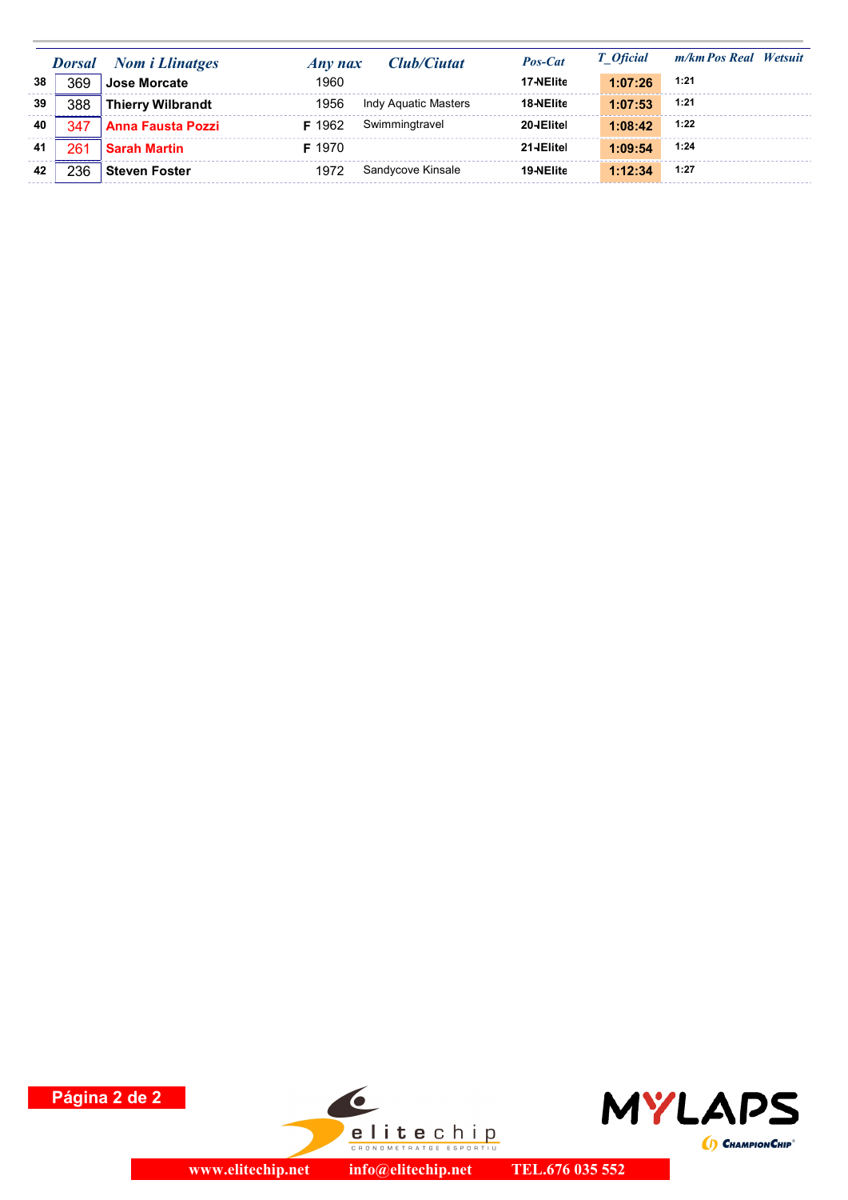| | Dorsal | Nom i Llinatges | Any nax | Club/Ciutat | Pos-Cat | T_Oficial | m/km | Pos Real | Wetsuit |
|---|---|---|---|---|---|---|---|---|---|
| 38 | 369 | Jose Morcate | 1960 | | 17-NElite | 1:07:26 | 1:21 | | |
| 39 | 388 | Thierry Wilbrandt | 1956 | Indy Aquatic Masters | 18-NElite | 1:07:53 | 1:21 | | |
| 40 | 347 | Anna Fausta Pozzi | F 1962 | Swimmingtravel | 20-lElitel | 1:08:42 | 1:22 | | |
| 41 | 261 | Sarah Martin | F 1970 | | 21-lElitel | 1:09:54 | 1:24 | | |
| 42 | 236 | Steven Foster | 1972 | Sandycove Kinsale | 19-NElite | 1:12:34 | 1:27 | | |

elitechip
CRONOMETRATGE ESPORTIU

MYLAPS
ChampionChip

www.elitechip.net info@elitechip.net TEL.676 035 552